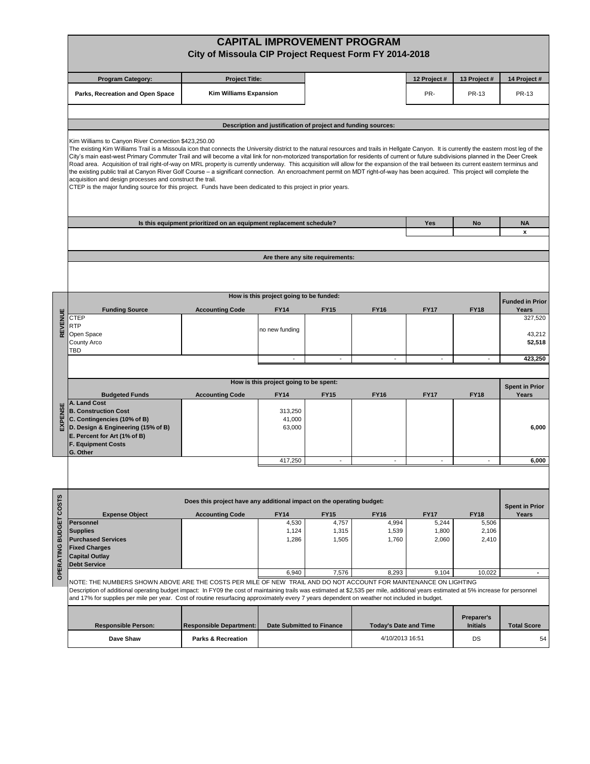# CAPITAL IMPROVEMENT PROGRAM

## City of Missoula CIP Project Request Form FY 2014-2018

| Program Category: | Project Title: | | 12 Project # | 13 Project # | 14 Project # |
|---|---|---|---|---|---|
| Parks, Recreation and Open Space | Kim Williams Expansion | | PR- | PR-13 | PR-13 |

**Description and justification of project and funding sources:**

Kim Williams to Canyon River Connection $423,250.00
The existing Kim Williams Trail is a Missoula icon that connects the University district to the natural resources and trails in Hellgate Canyon. It is currently the eastern most leg of the City's main east-west Primary Commuter Trail and will become a vital link for non-motorized transportation for residents of current or future subdivisions planned in the Deer Creek Road area. Acquisition of trail right-of-way on MRL property is currently underway. This acquisition will allow for the expansion of the trail between its current eastern terminus and the existing public trail at Canyon River Golf Course – a significant connection. An encroachment permit on MDT right-of-way has been acquired. This project will complete the acquisition and design processes and construct the trail.
CTEP is the major funding source for this project. Funds have been dedicated to this project in prior years.

| Is this equipment prioritized on an equipment replacement schedule? | Yes | No | NA |
|---|---|---|---|
| | | | x |

**Are there any site requirements:**

## REVENUE

How is this project going to be funded:

| Funding Source | Accounting Code | FY14 | FY15 | FY16 | FY17 | FY18 | Funded in Prior Years |
|---|---|---|---|---|---|---|---|
| CTEP | | | | | | | 327,520 |
| RTP | | no new funding | | | | | |
| Open Space | | | | | | | 43,212 |
| County Arco | | | | | | | 52,518 |
| TBD | | | | | | | |
| | | - | - | - | - | - | 423,250 |

## EXPENSE

How is this project going to be spent:

| Budgeted Funds | Accounting Code | FY14 | FY15 | FY16 | FY17 | FY18 | Spent in Prior Years |
|---|---|---|---|---|---|---|---|
| A. Land Cost | | | | | | | |
| B. Construction Cost | | 313,250 | | | | | |
| C. Contingencies (10% of B) | | 41,000 | | | | | |
| D. Design & Engineering (15% of B) | | 63,000 | | | | | 6,000 |
| E. Percent for Art (1% of B) | | | | | | | |
| F. Equipment Costs | | | | | | | |
| G. Other | | | | | | | |
| | | 417,250 | - | - | - | - | 6,000 |

## OPERATING BUDGET COSTS

Does this project have any additional impact on the operating budget:

| Expense Object | Accounting Code | FY14 | FY15 | FY16 | FY17 | FY18 | Spent in Prior Years |
|---|---|---|---|---|---|---|---|
| Personnel | | 4,530 | 4,757 | 4,994 | 5,244 | 5,506 | |
| Supplies | | 1,124 | 1,315 | 1,539 | 1,800 | 2,106 | |
| Purchased Services | | 1,286 | 1,505 | 1,760 | 2,060 | 2,410 | |
| Fixed Charges | | | | | | | |
| Capital Outlay | | | | | | | |
| Debt Service | | | | | | | |
| | | 6,940 | 7,576 | 8,293 | 9,104 | 10,022 | - |

NOTE: THE NUMBERS SHOWN ABOVE ARE THE COSTS PER MILE OF NEW TRAIL AND DO NOT ACCOUNT FOR MAINTENANCE ON LIGHTING
Description of additional operating budget impact: In FY09 the cost of maintaining trails was estimated at $2,535 per mile, additional years estimated at 5% increase for personnel and 17% for supplies per mile per year. Cost of routine resurfacing approximately every 7 years dependent on weather not included in budget.

| Responsible Person: | Responsible Department: | Date Submitted to Finance | Today's Date and Time | Preparer's Initials | Total Score |
|---|---|---|---|---|---|
| Dave Shaw | Parks & Recreation | | 4/10/2013 16:51 | DS | 54 |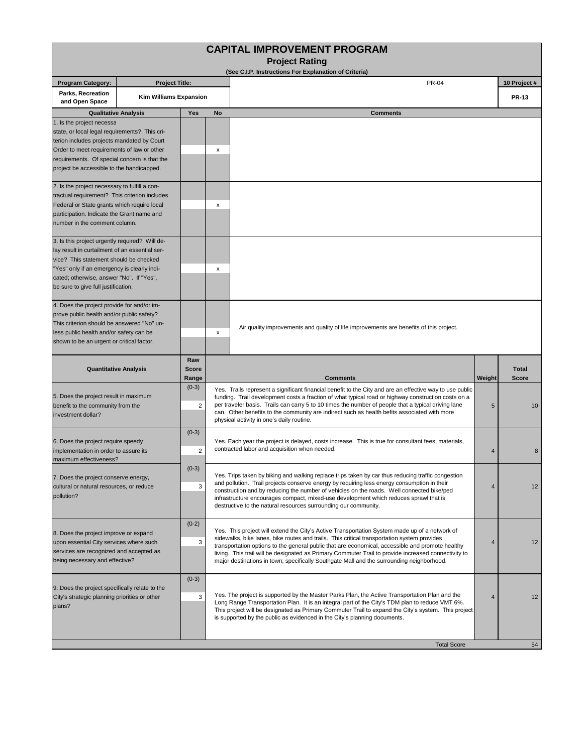# CAPITAL IMPROVEMENT PROGRAM

## Project Rating

**(See C.I.P. Instructions For Explanation of Criteria)**

| Program Category: | Project Title: | PR-04 | 10 Project # |
|---|---|---|---|
| Parks, Recreation and Open Space | Kim Williams Expansion | | PR-13 |

| Qualitative Analysis | Yes | No | Comments |
|---|---|---|---|
| 1. Is the project necessa state, or local legal requirements? This criterion includes projects mandated by Court Order to meet requirements of law or other requirements. Of special concern is that the project be accessible to the handicapped. | | x | |
| 2. Is the project necessary to fulfill a contractual requirement? This criterion includes Federal or State grants which require local participation. Indicate the Grant name and number in the comment column. | | x | |
| 3. Is this project urgently required? Will delay result in curtailment of an essential service? This statement should be checked "Yes" only if an emergency is clearly indicated; otherwise, answer "No". If "Yes", be sure to give full justification. | | x | |
| 4. Does the project provide for and/or improve public health and/or public safety? This criterion should be answered "No" unless public health and/or safety can be shown to be an urgent or critical factor. | | x | Air quality improvements and quality of life improvements are benefits of this project. |

| Quantitative Analysis | Raw Score Range | Raw Score | Comments | Weight | Total Score |
|---|---|---|---|---|---|
| 5. Does the project result in maximum benefit to the community from the investment dollar? | (0-3) | 2 | Yes. Trails represent a significant financial benefit to the City and are an effective way to use public funding. Trail development costs a fraction of what typical road or highway construction costs on a per traveler basis. Trails can carry 5 to 10 times the number of people that a typical driving lane can. Other benefits to the community are indirect such as health befits associated with more physical activity in one's daily routine. | 5 | 10 |
| 6. Does the project require speedy implementation in order to assure its maximum effectiveness? | (0-3) | 2 | Yes. Each year the project is delayed, costs increase. This is true for consultant fees, materials, contracted labor and acquisition when needed. | 4 | 8 |
| 7. Does the project conserve energy, cultural or natural resources, or reduce pollution? | (0-3) | 3 | Yes. Trips taken by biking and walking replace trips taken by car thus reducing traffic congestion and pollution. Trail projects conserve energy by requiring less energy consumption in their construction and by reducing the number of vehicles on the roads. Well connected bike/ped infrastructure encourages compact, mixed-use development which reduces sprawl that is destructive to the natural resources surrounding our community. | 4 | 12 |
| 8. Does the project improve or expand upon essential City services where such services are recognized and accepted as being necessary and effective? | (0-2) | 3 | Yes. This project will extend the City's Active Transportation System made up of a network of sidewalks, bike lanes, bike routes and trails. This critical transportation system provides transportation options to the general public that are economical, accessible and promote healthy living. This trail will be designated as Primary Commuter Trail to provide increased connectivity to major destinations in town; specifically Southgate Mall and the surrounding neighborhood. | 4 | 12 |
| 9. Does the project specifically relate to the City's strategic planning priorities or other plans? | (0-3) | 3 | Yes. The project is supported by the Master Parks Plan, the Active Transportation Plan and the Long Range Transportation Plan. It is an integral part of the City's TDM plan to reduce VMT 6%. This project will be designated as Primary Commuter Trail to expand the City's system. This project is supported by the public as evidenced in the City's planning documents. | 4 | 12 |
| | | | Total Score | | 54 |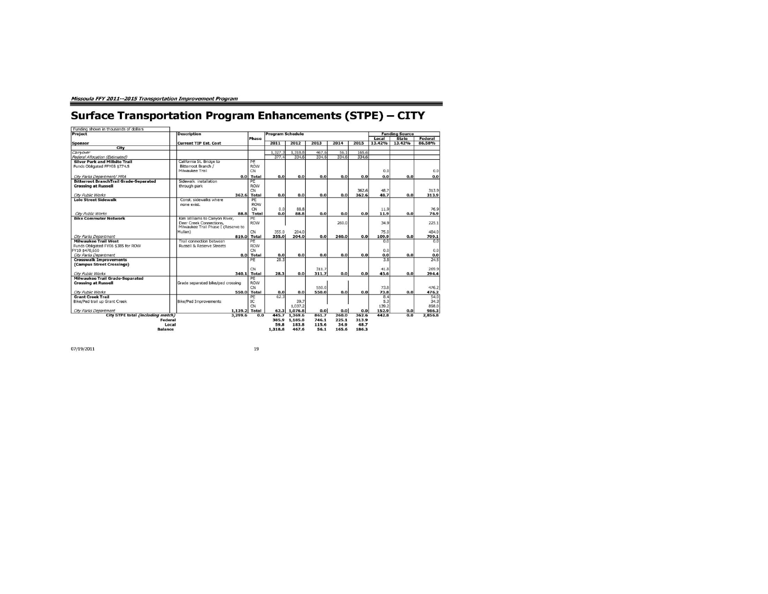# Surface Transportation Program Enhancements (STPE) – CITY

Funding shown in thousands of dollars

| Project / Sponsor | Description / Current TIP Est. Cost | Phase | 2011 | 2012 | 2013 | 2014 | 2015 | Local 13.42% | State 13.42% | Federal 86.58% |
|---|---|---|---|---|---|---|---|---|---|---|
| **City** | | | | | | | | | | |
| *Carryover* | | | 1,327.3 | 1,318.8 | 467.6 | 56.1 | 165.6 | | | |
| *Federal Allocation (Estimated)* | | | 377.4 | 334.6 | 334.6 | 334.6 | 334.6 | | | |
| **Silver Park and Millsite Trail** | California St. Bridge to | PE | | | | | | | | |
| Funds Obligated FFY08 $774.5 | Bitterroot Branch / | ROW | | | | | | | | |
| | Milwaukee Trail | CN | | | | | | 0.0 | | 0.0 |
| *City Parks Department/ MRA* | 0.0 | **Total** | **0.0** | **0.0** | **0.0** | **0.0** | **0.0** | **0.0** | **0.0** | **0.0** |
| **Bitterroot BranchTrail Grade-Separated** | Sidewalk installation | PE | | | | | | | | |
| **Crossing at Russell** | through park | ROW | | | | | | | | |
| | | CN | | | | | 362.6 | 48.7 | | 313.9 |
| *City Public Works* | 362.6 | **Total** | **0.0** | **0.0** | **0.0** | **0.0** | **362.6** | **48.7** | **0.0** | **313.9** |
| **Lolo Street Sidewalk** | Const. sidewalks where | PE | | | | | | | | |
| | none exist. | ROW | | | | | | | | |
| | | CN | 0.0 | 88.8 | | | | 11.9 | | 76.9 |
| *City Public Works* | 88.8 | **Total** | **0.0** | **88.8** | **0.0** | **0.0** | **0.0** | **11.9** | **0.0** | **76.9** |
| **Bike Commuter Network** | Kim Williams to Canyon River, | PE | | | | | | | | |
| | Deer Creek Connections, | ROW | | | | 260.0 | | 34.9 | | 225.1 |
| | Milwaukee Trail Phase I (Reserve to Mullan) | CN | 355.0 | 204.0 | | | | 75.0 | | 484.0 |
| *City Parks Department* | 819.0 | **Total** | **355.0** | **204.0** | **0.0** | **260.0** | **0.0** | **109.9** | **0.0** | **709.1** |
| **Milwaukee Trail West** | Trail connection between | PE | | | | | | 0.0 | | 0.0 |
| Funds Obligated FY06 $385 for ROW | Russell & Reserve Streets | ROW | | | | | | | | |
| FY10 $478,650 | | CN | | | | | | 0.0 | | 0.0 |
| *City Parks Department* | 0.0 | **Total** | **0.0** | **0.0** | **0.0** | **0.0** | **0.0** | **0.0** | **0.0** | **0.0** |
| **Crosswalk Improvements** | | PE | 28.3 | | | | | 3.8 | | 24.5 |
| **(Campus Street Crossings)** | | | | | | | | | | |
| | | CN | | | 311.7 | | | 41.8 | | 269.9 |
| *City Public Works* | 340.1 | **Total** | **28.3** | **0.0** | **311.7** | **0.0** | **0.0** | **45.6** | **0.0** | **294.4** |
| **Milwaukee Trail Grade-Separated** | | PE | | | | | | | | |
| **Crossing at Russell** | Grade separated bike/ped crossing | ROW | | | | | | | | |
| | | CN | | | 550.0 | | | 73.8 | | 476.2 |
| *City Public Works* | 550.0 | **Total** | **0.0** | **0.0** | **550.0** | **0.0** | **0.0** | **73.8** | **0.0** | **476.2** |
| **Grant Creek Trail** | | PE | 62.3 | | | | | 8.4 | | 54.0 |
| Bike/Ped trail up Grant Creek | Bike/Ped Improvements | IC | | 39.7 | | | | 5.3 | | 34.3 |
| | | CN | | 1,037.2 | | | | 139.2 | | 898.0 |
| *City Parks Department* | 1,139.2 | **Total** | **62.3** | **1,076.8** | **0.0** | **0.0** | **0.0** | **152.9** | **0.0** | **986.3** |
| **City STPE total *(including match)*** | **3,299.6** | **0.0** | **445.7** | **1,369.6** | **861.7** | **260.0** | **362.6** | **442.8** | **0.0** | **2,856.8** |
| **Federal** | | | **385.9** | **1,185.8** | **746.1** | **225.1** | **313.9** | | | |
| **Local** | | | **59.8** | **183.8** | **115.6** | **34.9** | **48.7** | | | |
| **Balance** | | | **1,318.8** | **467.6** | **56.1** | **165.6** | **186.3** | | | |

07/19/2011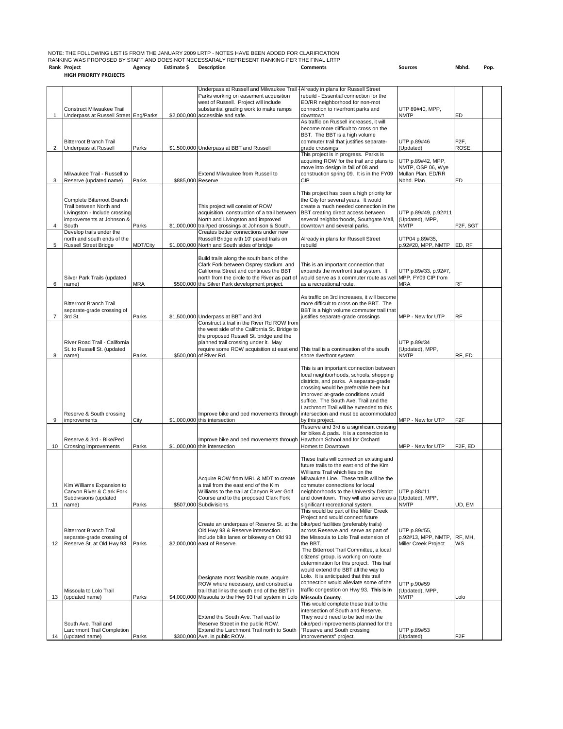NOTE: THE FOLLOWING LIST IS FROM THE JANUARY 2009 LRTP - NOTES HAVE BEEN ADDED FOR CLARIFICATION
RANKING WAS PROPOSED BY STAFF AND DOES NOT NECESSARALY REPRESENT RANKING PER THE FINAL LRTP

| Rank | Project | Agency | Estimate $ | Description | Comments | Sources | Nbhd. | Pop. |
|---|---|---|---|---|---|---|---|---|
| | **HIGH PRIORITY PROJECTS** | | | | | | | |
| 1 | Construct Milwaukee Trail Underpass at Russell Street | Eng/Parks | $2,000,000 | Underpass at Russell and Milwaukee Trail - Parks working on easement acquisition west of Russell. Project will include substantial grading work to make ramps accessible and safe. | Already in plans for Russell Street rebuild - Essential connection for the ED/RR neighborhood for non-mot connection to riverfront parks and downtown | UTP 89#40, MPP, NMTP | ED | |
| 2 | Bitterroot Branch Trail Underpass at Russell | Parks | $1,500,000 | Underpass at BBT and Russell | As traffic on Russell increases, it will become more difficult to cross on the BBT. The BBT is a high volume commuter trail that justifies separate-grade crossings | UTP p.89#46 (Updated) | F2F, ROSE | |
| 3 | Milwaukee Trail - Russell to Reserve (updated name) | Parks | $885,000 | Extend Milwaukee from Russell to Reserve | This project is in progress. Parks is acquiring ROW for the trail and plans to move into design in fall of 08 and construction spring 09. It is in the FY09 CIP | UTP p.89#42, MPP, NMTP, OSP 06, Wye Mullan Plan, ED/RR Nbhd. Plan | ED | |
| 4 | Complete Bitterroot Branch Trail between North and Livingston - Include crossing improvements at Johnson & South | Parks | $1,000,000 | This project will consist of ROW acquisition, construction of a trail between North and Livingston and improved trail/ped crossings at Johnson & South. | This project has been a high priority for the City for several years. It would create a much needed connection in the BBT creating direct access between several neighborhoods, Southgate Mall, downtown and several parks. | UTP p.89#49, p.92#11 (Updated), MPP, NMTP | F2F, SGT | |
| 5 | Develop trails under the north and south ends of the Russell Street Bridge | MDT/City | $1,000,000 | Creates better connections under new Russell Bridge with 10' paved trails on North and South sides of bridge | Already in plans for Russell Street rebuild | UTP04 p.89#35, p.92#20, MPP, NMTP | ED, RF | |
| 6 | Silver Park Trails (updated name) | MRA | $500,000 | Build trails along the south bank of the Clark Fork between Osprey stadium and California Street and continues the BBT north from the circle to the River as part of the Silver Park development project. | This is an important connection that expands the riverfront trail system. It would serve as a commuter route as well as a recreational route. | UTP p.89#33, p.92#7, MPP, FY09 CIP from MRA | RF | |
| 7 | Bitterroot Branch Trail separate-grade crossing of 3rd St. | Parks | $1,500,000 | Underpass at BBT and 3rd | As traffic on 3rd increases, it will become more difficult to cross on the BBT. The BBT is a high volume commuter trail that justifies separate-grade crossings | MPP - New for UTP | RF | |
| 8 | River Road Trail - California St. to Russell St. (updated name) | Parks | $500,000 | Construct a trail in the River Rd ROW from the west side of the California St. Bridge to the proposed Russell St. bridge and the planned trail crossing under it. May require some ROW acquisition at east end of River Rd. | This trail is a continuation of the south shore riverfront system | UTP p.89#34 (Updated), MPP, NMTP | RF, ED | |
| 9 | Reserve & South crossing improvements | City | $1,000,000 | Improve bike and ped movements through this intersection | This is an important connection between local neighborhoods, schools, shopping districts, and parks. A separate-grade crossing would be preferable here but improved at-grade conditions would suffice. The South Ave. Trail and the Larchmont Trail will be extended to this intersection and must be accommodated by this project. | MPP - New for UTP | F2F | |
| 10 | Reserve & 3rd - Bike/Ped Crossing improvements | Parks | $1,000,000 | Improve bike and ped movements through this intersection | Reserve and 3rd is a significant crossing for bikes & pads. It is a connection to Hawthorn School and for Orchard Homes to Downtown | MPP - New for UTP | F2F, ED | |
| 11 | Kim Williams Expansion to Canyon River & Clark Fork Subdivisions (updated name) | Parks | $507,000 | Acquire ROW from MRL & MDT to create a trail from the east end of the Kim Williams to the trail at Canyon River Golf Course and to the proposed Clark Fork Subdivisions. | These trails will connection existing and future trails to the east end of the Kim Williams Trail which lies on the Milwaukee Line. These trails will be the commuter connections for local neighborhoods to the University District and downtown. They will also serve as a significant recreational system. | UTP p.88#11 (Updated), MPP, NMTP | UD, EM | |
| 12 | Bitterroot Branch Trail separate-grade crossing of Reserve St. at Old Hwy 93 | Parks | $2,000,000 | Create an underpass of Reserve St. at the Old Hwy 93 & Reserve intersection. Include bike lanes or bikeway on Old 93 east of Reserve. | This would be part of the Miller Creek Project and would connect future bike/ped facilities (preferably trails) across Reserve and serve as part of the Missoula to Lolo Trail extension of the BBT. | UTP p.89#55, p.92#13, MPP, NMTP, Miller Creek Project | RF, MH, WS | |
| 13 | Missoula to Lolo Trail (updated name) | Parks | $4,000,000 | Designate most feasible route, acquire ROW where necessary, and construct a trail that links the south end of the BBT in Missoula to the Hwy 93 trail system in Lolo | The Bitterroot Trail Committee, a local citizens' group, is working on route determination for this project. This trail would extend the BBT all the way to Lolo. It is anticipated that this trail connection would alleviate some of the traffic congestion on Hwy 93. **This is in Missoula County**. | UTP p.90#59 (Updated), MPP, NMTP | Lolo | |
| 14 | South Ave. Trail and Larchmont Trail Completion (updated name) | Parks | $300,000 | Extend the South Ave. Trail east to Reserve Street in the public ROW. Extend the Larchmont Trail north to South Ave. in public ROW. | This would complete these trail to the intersection of South and Reserve. They would need to be tied into the bike/ped improvements planned for the "Reserve and South crossing improvements" project. | UTP p.89#53 (Updated) | F2F | |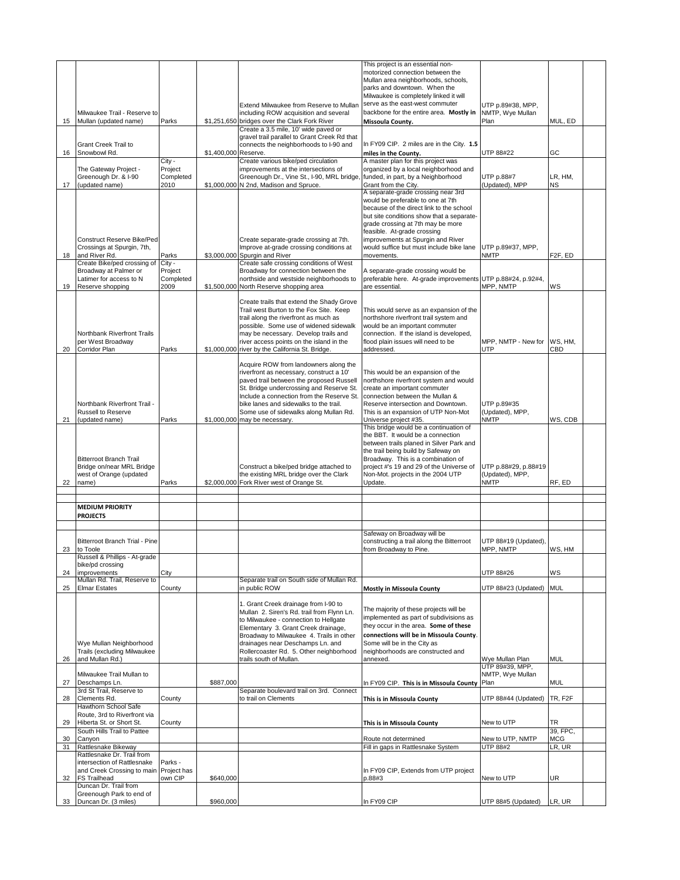| | | | | | | | | |
|---|---|---|---|---|---|---|---|---|
| 15 | Milwaukee Trail - Reserve to Mullan (updated name) | Parks | $1,251,650 | Extend Milwaukee from Reserve to Mullan including ROW acquisition and several bridges over the Clark Fork River | This project is an essential non-motorized connection between the Mullan area neighborhoods, schools, parks and downtown. When the Milwaukee is completely linked it will serve as the east-west commuter backbone for the entire area. **Mostly in Missoula County.** | UTP p.89#38, MPP, NMTP, Wye Mullan Plan | MUL, ED | |
| 16 | Grant Creek Trail to Snowbowl Rd. | | $1,400,000 | Create a 3.5 mile, 10' wide paved or gravel trail parallel to Grant Creek Rd that connects the neighborhoods to I-90 and Reserve. | In FY09 CIP. 2 miles are in the City. **1.5 miles in the County.** | UTP 88#22 | GC | |
| 17 | The Gateway Project - Greenough Dr. & I-90 (updated name) | City - Project Completed 2010 | $1,000,000 | Create various bike/ped circulation improvements at the intersections of Greenough Dr., Vine St., I-90, MRL bridge, N 2nd, Madison and Spruce. | A master plan for this project was organized by a local neighborhood and funded, in part, by a Neighborhood Grant from the City. | UTP p.88#7 (Updated), MPP | LR, HM, NS | |
| 18 | Construct Reserve Bike/Ped Crossings at Spurgin, 7th, and River Rd. | Parks | $3,000,000 | Create separate-grade crossing at 7th. Improve at-grade crossing conditions at Spurgin and River | A separate-grade crossing near 3rd would be preferable to one at 7th because of the direct link to the school but site conditions show that a separate-grade crossing at 7th may be more feasible. At-grade crossing improvements at Spurgin and River would suffice but must include bike lane movements. | UTP p.89#37, MPP, NMTP | F2F, ED | |
| 19 | Create Bike/ped crossing of Broadway at Palmer or Latimer for access to N Reserve shopping | City - Project Completed 2009 | $1,500,000 | Create safe crossing conditions of West Broadway for connection between the northside and westside neighborhoods to North Reserve shopping area | A separate-grade crossing would be preferable here. At-grade improvements are essential. | UTP p.88#24, p.92#4, MPP, NMTP | WS | |
| 20 | Northbank Riverfront Trails per West Broadway Corridor Plan | Parks | $1,000,000 | Create trails that extend the Shady Grove Trail west Burton to the Fox Site. Keep trail along the riverfront as much as possible. Some use of widened sidewalk may be necessary. Develop trails and river access points on the island in the river by the California St. Bridge. | This would serve as an expansion of the northshore riverfront trail system and would be an important commuter connection. If the island is developed, flood plain issues will need to be addressed. | MPP, NMTP - New for UTP | WS, HM, CBD | |
| 21 | Northbank Riverfront Trail - Russell to Reserve (updated name) | Parks | $1,000,000 | Acquire ROW from landowners along the riverfront as necessary, construct a 10' paved trail between the proposed Russell St. Bridge undercrossing and Reserve St. Include a connection from the Reserve St. bike lanes and sidewalks to the trail. Some use of sidewalks along Mullan Rd. may be necessary. | This would be an expansion of the northshore riverfront system and would create an important commuter connection between the Mullan & Reserve intersection and Downtown. This is an expansion of UTP Non-Mot Universe project #35. | UTP p.89#35 (Updated), MPP, NMTP | WS, CDB | |
| 22 | Bitterroot Branch Trail Bridge on/near MRL Bridge west of Orange (updated name) | Parks | $2,000,000 | Construct a bike/ped bridge attached to the existing MRL bridge over the Clark Fork River west of Orange St. | This bridge would be a continuation of the BBT. It would be a connection between trails planed in Silver Park and the trail being build by Safeway on Broadway. This is a combination of project #'s 19 and 29 of the Universe of Non-Mot. projects in the 2004 UTP Update. | UTP p.88#29, p.88#19 (Updated), MPP, NMTP | RF, ED | |
| | | | | | | | | |
| | **MEDIUM PRIORITY PROJECTS** | | | | | | | |
| | | | | | | | | |
| 23 | Bitterroot Branch Trial - Pine to Toole | | | | Safeway on Broadway will be constructing a trail along the Bitterroot from Broadway to Pine. | UTP 88#19 (Updated), MPP, NMTP | WS, HM | |
| 24 | Russell & Phillips - At-grade bike/pd crossing improvements | City | | | | UTP 88#26 | WS | |
| 25 | Mullan Rd. Trail, Reserve to Elmar Estates | County | | Separate trail on South side of Mullan Rd. in public ROW | **Mostly in Missoula County** | UTP 88#23 (Updated) | MUL | |
| 26 | Wye Mullan Neighborhood Trails (excluding Milwaukee and Mullan Rd.) | | | 1. Grant Creek drainage from I-90 to Mullan 2. Siren's Rd. trail from Flynn Ln. to Milwaukee - connection to Hellgate Elementary 3. Grant Creek drainage, Broadway to Milwaukee 4. Trails in other drainages near Deschamps Ln. and Rollercoaster Rd. 5. Other neighborhood trails south of Mullan. | The majority of these projects will be implemented as part of subdivisions as they occur in the area. **Some of these connections will be in Missoula County**. Some will be in the City as neighborhoods are constructed and annexed. | Wye Mullan Plan | MUL | |
| 27 | Milwaukee Trail Mullan to Deschamps Ln. | | $887,000 | | In FY09 CIP. **This is in Missoula County** | UTP 89#39, MPP, NMTP, Wye Mullan Plan | MUL | |
| 28 | 3rd St Trail, Reserve to Clements Rd. | County | | Separate boulevard trail on 3rd. Connect to trail on Clements | **This is in Missoula County** | UTP 88#44 (Updated) | TR, F2F | |
| 29 | Hawthorn School Safe Route, 3rd to Riverfront via Hiberta St. or Short St. | County | | | **This is in Missoula County** | New to UTP | TR | |
| 30 | South Hills Trail to Pattee Canyon | | | | Route not determined | New to UTP, NMTP | 39, FPC, MCG | |
| 31 | Rattlesnake Bikeway | | | | Fill in gaps in Rattlesnake System | UTP 88#2 | LR, UR | |
| 32 | Rattlesnake Dr. Trail from intersection of Rattlesnake and Creek Crossing to main FS Trailhead | Parks - Project has own CIP | $640,000 | | In FY09 CIP, Extends from UTP project p.88#3 | New to UTP | UR | |
| 33 | Duncan Dr. Trail from Greenough Park to end of Duncan Dr. (3 miles) | | $960,000 | | In FY09 CIP | UTP 88#5 (Updated) | LR, UR | |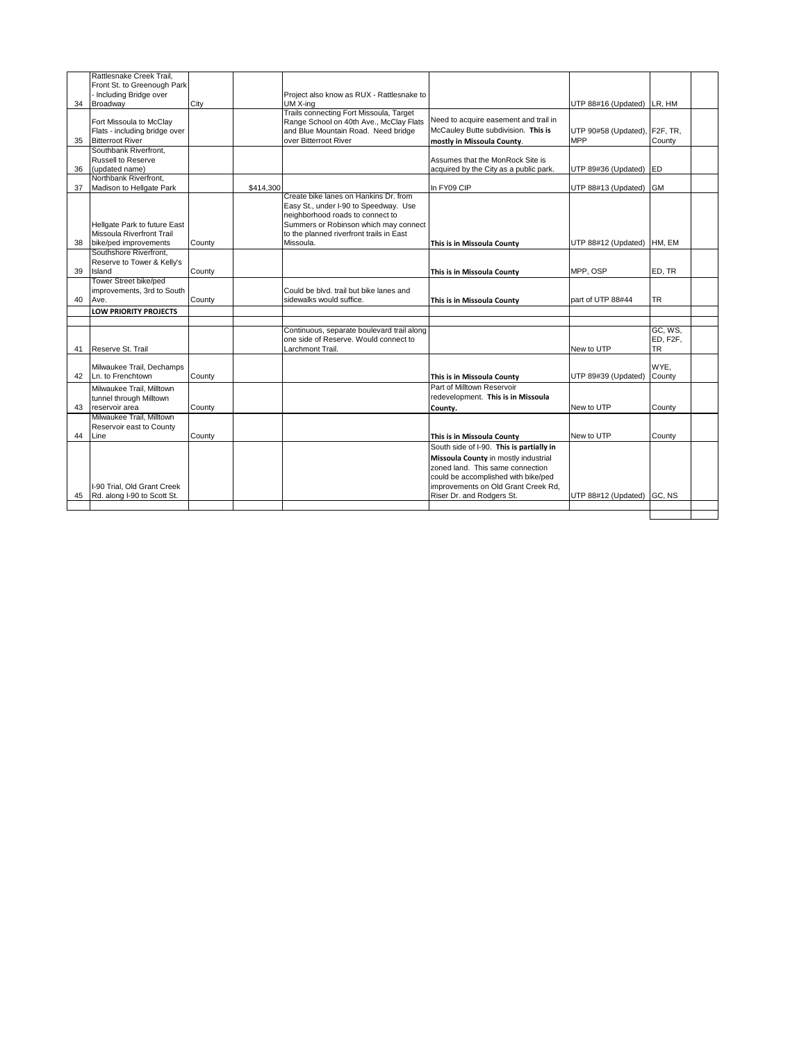| | | | | | | | | |
|---|---|---|---|---|---|---|---|---|
| 34 | Rattlesnake Creek Trail, Front St. to Greenough Park - Including Bridge over Broadway | City | | Project also know as RUX - Rattlesnake to UM X-ing | | UTP 88#16 (Updated) | LR, HM | |
| 35 | Fort Missoula to McClay Flats - including bridge over Bitterroot River | | | Trails connecting Fort Missoula, Target Range School on 40th Ave., McClay Flats and Blue Mountain Road. Need bridge over Bitterroot River | Need to acquire easement and trail in McCauley Butte subdivision. **This is mostly in Missoula County**. | UTP 90#58 (Updated), MPP | F2F, TR, County | |
| 36 | Southbank Riverfront, Russell to Reserve (updated name) | | | | Assumes that the MonRock Site is acquired by the City as a public park. | UTP 89#36 (Updated) | ED | |
| 37 | Northbank Riverfront, Madison to Hellgate Park | | $414,300 | | In FY09 CIP | UTP 88#13 (Updated) | GM | |
| 38 | Hellgate Park to future East Missoula Riverfront Trail bike/ped improvements | County | | Create bike lanes on Hankins Dr. from Easy St., under I-90 to Speedway. Use neighborhood roads to connect to Summers or Robinson which may connect to the planned riverfront trails in East Missoula. | **This is in Missoula County** | UTP 88#12 (Updated) | HM, EM | |
| 39 | Southshore Riverfront, Reserve to Tower & Kelly's Island | County | | | **This is in Missoula County** | MPP, OSP | ED, TR | |
| 40 | Tower Street bike/ped improvements, 3rd to South Ave. | County | | Could be blvd. trail but bike lanes and sidewalks would suffice. | **This is in Missoula County** | part of UTP 88#44 | TR | |
| | **LOW PRIORITY PROJECTS** | | | | | | | |
| 41 | Reserve St. Trail | | | Continuous, separate boulevard trail along one side of Reserve. Would connect to Larchmont Trail. | | New to UTP | GC, WS, ED, F2F, TR | |
| 42 | Milwaukee Trail, Dechamps Ln. to Frenchtown | County | | | **This is in Missoula County** | UTP 89#39 (Updated) | WYE, County | |
| 43 | Milwaukee Trail, Milltown tunnel through Milltown reservoir area | County | | | Part of Milltown Reservoir redevelopment. **This is in Missoula County.** | New to UTP | County | |
| 44 | Milwaukee Trail, Milltown Reservoir east to County Line | County | | | **This is in Missoula County** | New to UTP | County | |
| 45 | I-90 Trial, Old Grant Creek Rd. along I-90 to Scott St. | | | | South side of I-90. **This is partially in Missoula County** in mostly industrial zoned land. This same connection could be accomplished with bike/ped improvements on Old Grant Creek Rd, Riser Dr. and Rodgers St. | UTP 88#12 (Updated) | GC, NS | |